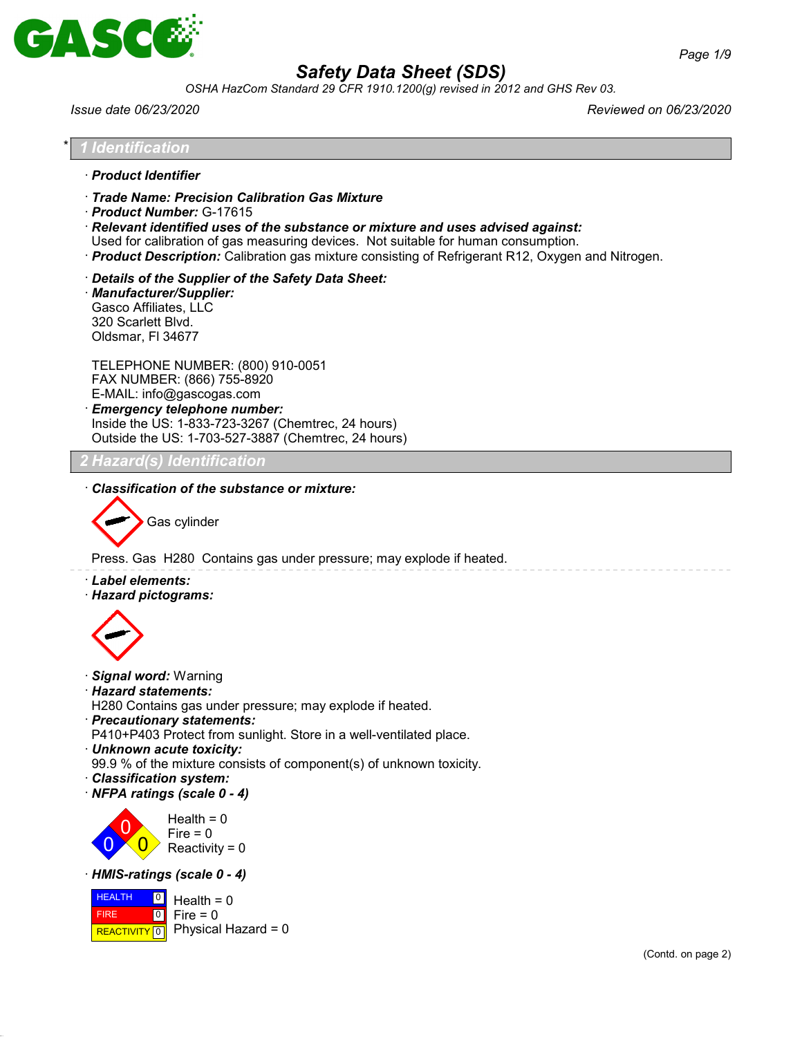# Safety Data Sheet (SDS)

OSHA HazCom Standard 29 CFR 1910.1200(g) revised in 2012 and GHS Rev 03.

Issue date 06/23/2020 Reviewed on 06/23/2020

## * 1 Identification

· **Product Identifier**

· ***Trade Name: Precision Calibration Gas Mixture***
· ***Product Number:*** G-17615
· ***Relevant identified uses of the substance or mixture and uses advised against:***
Used for calibration of gas measuring devices. Not suitable for human consumption.
· ***Product Description:*** Calibration gas mixture consisting of Refrigerant R12, Oxygen and Nitrogen.

· ***Details of the Supplier of the Safety Data Sheet:***
· ***Manufacturer/Supplier:***
Gasco Affiliates, LLC
320 Scarlett Blvd.
Oldsmar, Fl 34677

TELEPHONE NUMBER: (800) 910-0051
FAX NUMBER: (866) 755-8920
E-MAIL: info@gascogas.com
· ***Emergency telephone number:***
Inside the US: 1-833-723-3267 (Chemtrec, 24 hours)
Outside the US: 1-703-527-3887 (Chemtrec, 24 hours)

## 2 Hazard(s) Identification

· ***Classification of the substance or mixture:***

Gas cylinder

Press. Gas H280 Contains gas under pressure; may explode if heated.

· ***Label elements:***
· ***Hazard pictograms:***

· ***Signal word:*** Warning
· ***Hazard statements:***
H280 Contains gas under pressure; may explode if heated.
· ***Precautionary statements:***
P410+P403 Protect from sunlight. Store in a well-ventilated place.
· ***Unknown acute toxicity:***
99.9 % of the mixture consists of component(s) of unknown toxicity.
· ***Classification system:***
· ***NFPA ratings (scale 0 - 4)***

Health = 0
Fire = 0
Reactivity = 0

· ***HMIS-ratings (scale 0 - 4)***

| | | |
|---|---|---|
| HEALTH | 0 | Health = 0 |
| FIRE | 0 | Fire = 0 |
| REACTIVITY | 0 | Physical Hazard = 0 |

(Contd. on page 2)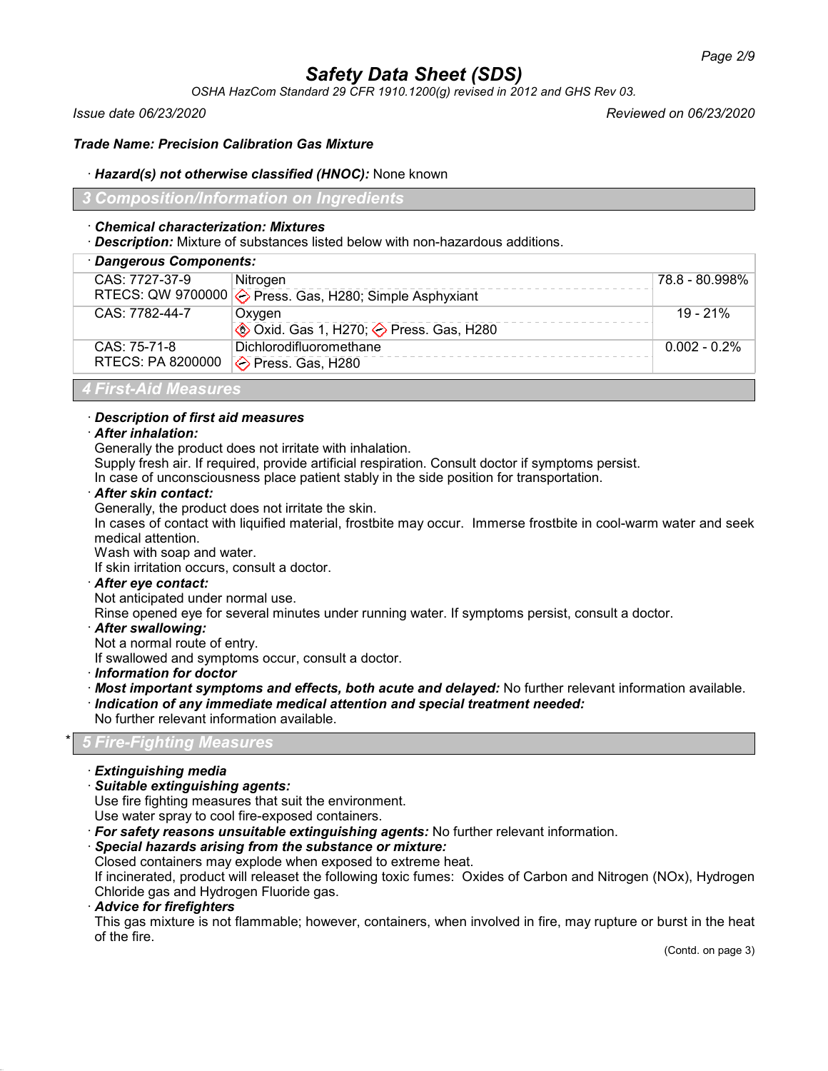# Safety Data Sheet (SDS)

*OSHA HazCom Standard 29 CFR 1910.1200(g) revised in 2012 and GHS Rev 03.*

*Issue date 06/23/2020* *Reviewed on 06/23/2020*

***Trade Name: Precision Calibration Gas Mixture***

· ***Hazard(s) not otherwise classified (HNOC):*** None known

## 3 Composition/Information on Ingredients

· ***Chemical characterization: Mixtures***
· ***Description:*** Mixture of substances listed below with non-hazardous additions.

| · Dangerous Components: | | |
|---|---|---|
| CAS: 7727-37-9<br>RTECS: QW 9700000 | Nitrogen<br>Press. Gas, H280; Simple Asphyxiant | 78.8 - 80.998% |
| CAS: 7782-44-7 | Oxygen<br>Oxid. Gas 1, H270; Press. Gas, H280 | 19 - 21% |
| CAS: 75-71-8<br>RTECS: PA 8200000 | Dichlorodifluoromethane<br>Press. Gas, H280 | 0.002 - 0.2% |

## 4 First-Aid Measures

· ***Description of first aid measures***
· ***After inhalation:***
Generally the product does not irritate with inhalation.
Supply fresh air. If required, provide artificial respiration. Consult doctor if symptoms persist.
In case of unconsciousness place patient stably in the side position for transportation.
· ***After skin contact:***
Generally, the product does not irritate the skin.
In cases of contact with liquified material, frostbite may occur. Immerse frostbite in cool-warm water and seek medical attention.
Wash with soap and water.
If skin irritation occurs, consult a doctor.
· ***After eye contact:***
Not anticipated under normal use.
Rinse opened eye for several minutes under running water. If symptoms persist, consult a doctor.
· ***After swallowing:***
Not a normal route of entry.
If swallowed and symptoms occur, consult a doctor.
· ***Information for doctor***
· ***Most important symptoms and effects, both acute and delayed:*** No further relevant information available.
· ***Indication of any immediate medical attention and special treatment needed:***
No further relevant information available.

## * 5 Fire-Fighting Measures

· ***Extinguishing media***
· ***Suitable extinguishing agents:***
Use fire fighting measures that suit the environment.
Use water spray to cool fire-exposed containers.
· ***For safety reasons unsuitable extinguishing agents:*** No further relevant information.
· ***Special hazards arising from the substance or mixture:***
Closed containers may explode when exposed to extreme heat.
If incinerated, product will releaset the following toxic fumes: Oxides of Carbon and Nitrogen (NOx), Hydrogen Chloride gas and Hydrogen Fluoride gas.
· ***Advice for firefighters***
This gas mixture is not flammable; however, containers, when involved in fire, may rupture or burst in the heat of the fire.

(Contd. on page 3)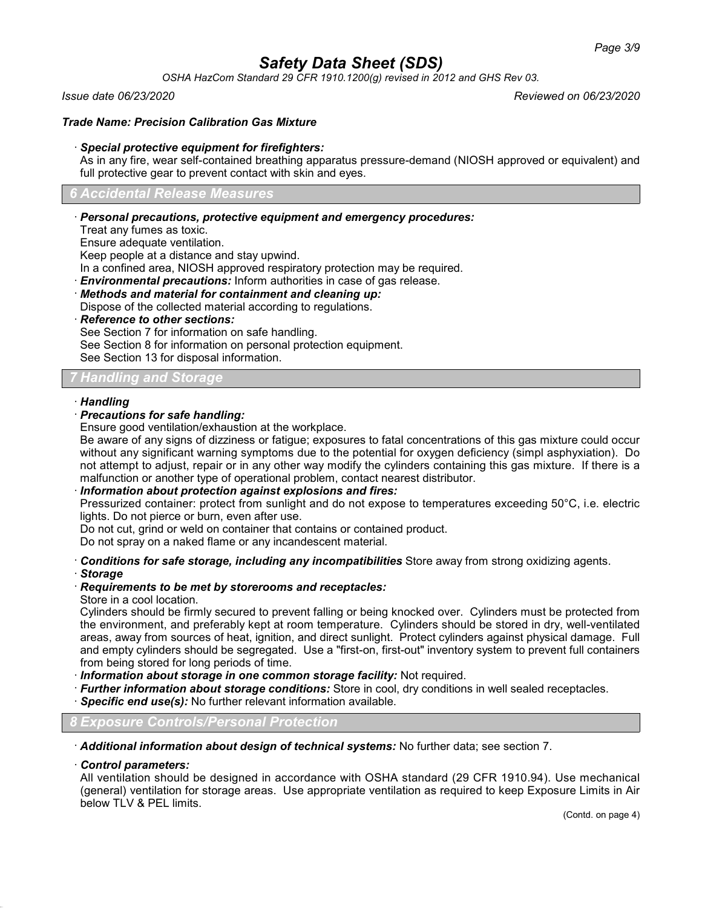# Safety Data Sheet (SDS)

*OSHA HazCom Standard 29 CFR 1910.1200(g) revised in 2012 and GHS Rev 03.*

*Issue date 06/23/2020* *Reviewed on 06/23/2020*

***Trade Name: Precision Calibration Gas Mixture***

· ***Special protective equipment for firefighters:***
As in any fire, wear self-contained breathing apparatus pressure-demand (NIOSH approved or equivalent) and full protective gear to prevent contact with skin and eyes.

## 6 Accidental Release Measures

· ***Personal precautions, protective equipment and emergency procedures:***
Treat any fumes as toxic.
Ensure adequate ventilation.
Keep people at a distance and stay upwind.
In a confined area, NIOSH approved respiratory protection may be required.

· ***Environmental precautions:*** Inform authorities in case of gas release.

· ***Methods and material for containment and cleaning up:***
Dispose of the collected material according to regulations.

· ***Reference to other sections:***
See Section 7 for information on safe handling.
See Section 8 for information on personal protection equipment.
See Section 13 for disposal information.

## 7 Handling and Storage

· ***Handling***

· ***Precautions for safe handling:***
Ensure good ventilation/exhaustion at the workplace.
Be aware of any signs of dizziness or fatigue; exposures to fatal concentrations of this gas mixture could occur without any significant warning symptoms due to the potential for oxygen deficiency (simpl asphyxiation). Do not attempt to adjust, repair or in any other way modify the cylinders containing this gas mixture. If there is a malfunction or another type of operational problem, contact nearest distributor.

· ***Information about protection against explosions and fires:***
Pressurized container: protect from sunlight and do not expose to temperatures exceeding 50°C, i.e. electric lights. Do not pierce or burn, even after use.
Do not cut, grind or weld on container that contains or contained product.
Do not spray on a naked flame or any incandescent material.

· ***Conditions for safe storage, including any incompatibilities*** Store away from strong oxidizing agents.

· ***Storage***

· ***Requirements to be met by storerooms and receptacles:***
Store in a cool location.
Cylinders should be firmly secured to prevent falling or being knocked over. Cylinders must be protected from the environment, and preferably kept at room temperature. Cylinders should be stored in dry, well-ventilated areas, away from sources of heat, ignition, and direct sunlight. Protect cylinders against physical damage. Full and empty cylinders should be segregated. Use a "first-on, first-out" inventory system to prevent full containers from being stored for long periods of time.

· ***Information about storage in one common storage facility:*** Not required.

· ***Further information about storage conditions:*** Store in cool, dry conditions in well sealed receptacles.

· ***Specific end use(s):*** No further relevant information available.

## 8 Exposure Controls/Personal Protection

· ***Additional information about design of technical systems:*** No further data; see section 7.

· ***Control parameters:***
All ventilation should be designed in accordance with OSHA standard (29 CFR 1910.94). Use mechanical (general) ventilation for storage areas. Use appropriate ventilation as required to keep Exposure Limits in Air below TLV & PEL limits.

(Contd. on page 4)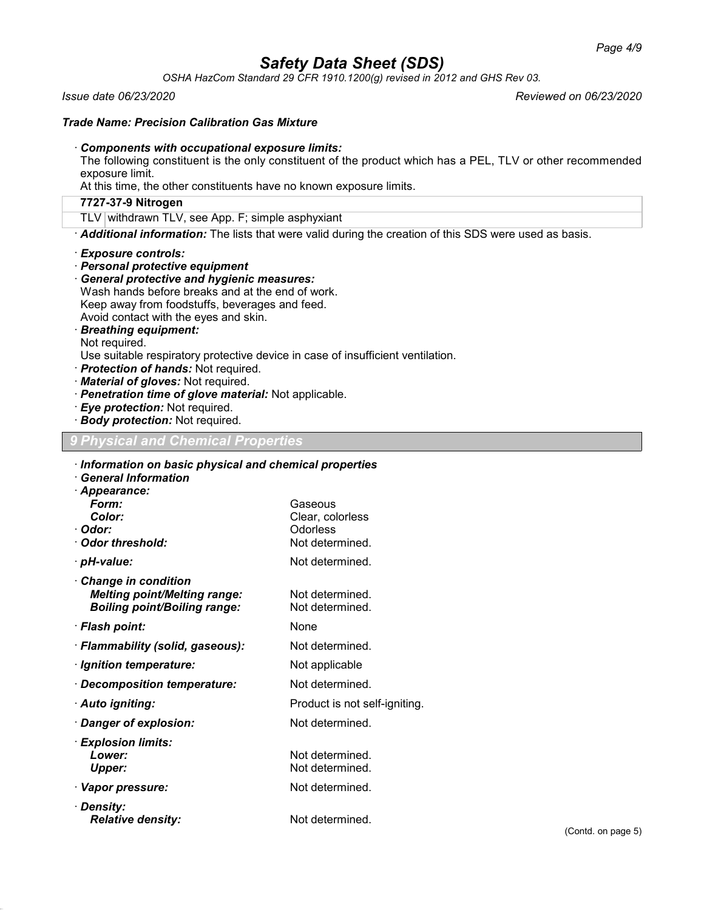## Safety Data Sheet (SDS)

*OSHA HazCom Standard 29 CFR 1910.1200(g) revised in 2012 and GHS Rev 03.*

*Issue date 06/23/2020* *Reviewed on 06/23/2020*

***Trade Name: Precision Calibration Gas Mixture***

· ***Components with occupational exposure limits:***
The following constituent is the only constituent of the product which has a PEL, TLV or other recommended exposure limit.
At this time, the other constituents have no known exposure limits.

| **7727-37-9 Nitrogen** | |
|---|---|
| TLV | withdrawn TLV, see App. F; simple asphyxiant |

· ***Additional information:*** The lists that were valid during the creation of this SDS were used as basis.

· ***Exposure controls:***
· ***Personal protective equipment***
· ***General protective and hygienic measures:***
Wash hands before breaks and at the end of work.
Keep away from foodstuffs, beverages and feed.
Avoid contact with the eyes and skin.
· ***Breathing equipment:***
Not required.
Use suitable respiratory protective device in case of insufficient ventilation.
· ***Protection of hands:*** Not required.
· ***Material of gloves:*** Not required.
· ***Penetration time of glove material:*** Not applicable.
· ***Eye protection:*** Not required.
· ***Body protection:*** Not required.

## 9 Physical and Chemical Properties

· ***Information on basic physical and chemical properties***
· ***General Information***
· ***Appearance:***

| | |
|---|---|
| ***Form:*** | Gaseous |
| ***Color:*** | Clear, colorless |
| · ***Odor:*** | Odorless |
| · ***Odor threshold:*** | Not determined. |
| · ***pH-value:*** | Not determined. |
| · ***Change in condition*** | |
| ***Melting point/Melting range:*** | Not determined. |
| ***Boiling point/Boiling range:*** | Not determined. |
| · ***Flash point:*** | None |
| · ***Flammability (solid, gaseous):*** | Not determined. |
| · ***Ignition temperature:*** | Not applicable |
| · ***Decomposition temperature:*** | Not determined. |
| · ***Auto igniting:*** | Product is not self-igniting. |
| · ***Danger of explosion:*** | Not determined. |
| · ***Explosion limits:*** | |
| ***Lower:*** | Not determined. |
| ***Upper:*** | Not determined. |
| · ***Vapor pressure:*** | Not determined. |
| · ***Density:*** | |
| ***Relative density:*** | Not determined. |

(Contd. on page 5)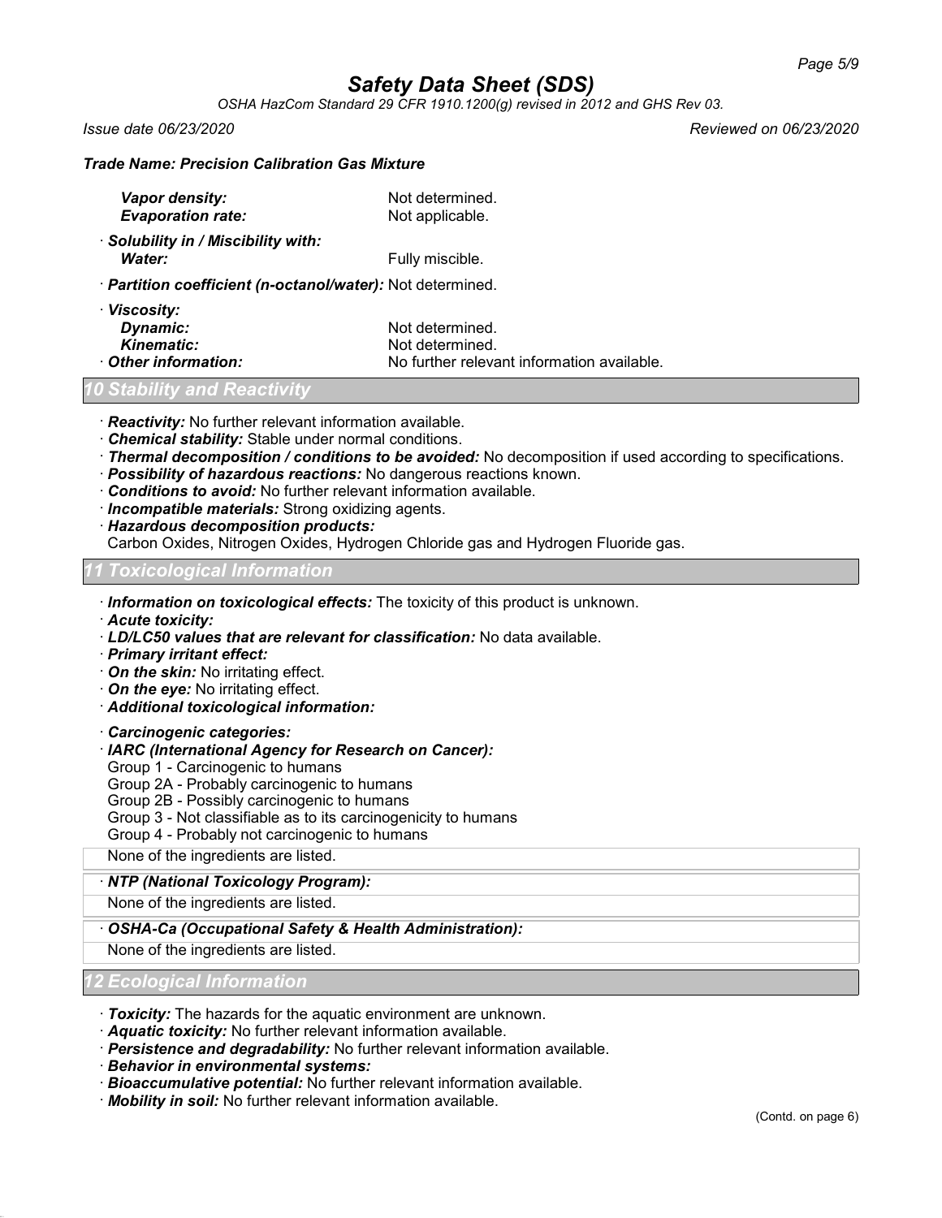# Safety Data Sheet (SDS)

*OSHA HazCom Standard 29 CFR 1910.1200(g) revised in 2012 and GHS Rev 03.*

*Issue date 06/23/2020* *Reviewed on 06/23/2020*

***Trade Name: Precision Calibration Gas Mixture***

| | |
|---|---|
| ***Vapor density:*** | Not determined. |
| ***Evaporation rate:*** | Not applicable. |
| · ***Solubility in / Miscibility with:*** | |
| ***Water:*** | Fully miscible. |
| · ***Partition coefficient (n-octanol/water):*** | Not determined. |
| · ***Viscosity:*** | |
| ***Dynamic:*** | Not determined. |
| ***Kinematic:*** | Not determined. |
| · ***Other information:*** | No further relevant information available. |

## 10 Stability and Reactivity

· ***Reactivity:*** No further relevant information available.
· ***Chemical stability:*** Stable under normal conditions.
· ***Thermal decomposition / conditions to be avoided:*** No decomposition if used according to specifications.
· ***Possibility of hazardous reactions:*** No dangerous reactions known.
· ***Conditions to avoid:*** No further relevant information available.
· ***Incompatible materials:*** Strong oxidizing agents.
· ***Hazardous decomposition products:***
Carbon Oxides, Nitrogen Oxides, Hydrogen Chloride gas and Hydrogen Fluoride gas.

## 11 Toxicological Information

· ***Information on toxicological effects:*** The toxicity of this product is unknown.
· ***Acute toxicity:***
· ***LD/LC50 values that are relevant for classification:*** No data available.
· ***Primary irritant effect:***
· ***On the skin:*** No irritating effect.
· ***On the eye:*** No irritating effect.
· ***Additional toxicological information:***

· ***Carcinogenic categories:***
· ***IARC (International Agency for Research on Cancer):***
Group 1 - Carcinogenic to humans
Group 2A - Probably carcinogenic to humans
Group 2B - Possibly carcinogenic to humans
Group 3 - Not classifiable as to its carcinogenicity to humans
Group 4 - Probably not carcinogenic to humans

None of the ingredients are listed.

· ***NTP (National Toxicology Program):***

None of the ingredients are listed.

· ***OSHA-Ca (Occupational Safety & Health Administration):***

None of the ingredients are listed.

## 12 Ecological Information

· ***Toxicity:*** The hazards for the aquatic environment are unknown.
· ***Aquatic toxicity:*** No further relevant information available.
· ***Persistence and degradability:*** No further relevant information available.
· ***Behavior in environmental systems:***
· ***Bioaccumulative potential:*** No further relevant information available.
· ***Mobility in soil:*** No further relevant information available.

(Contd. on page 6)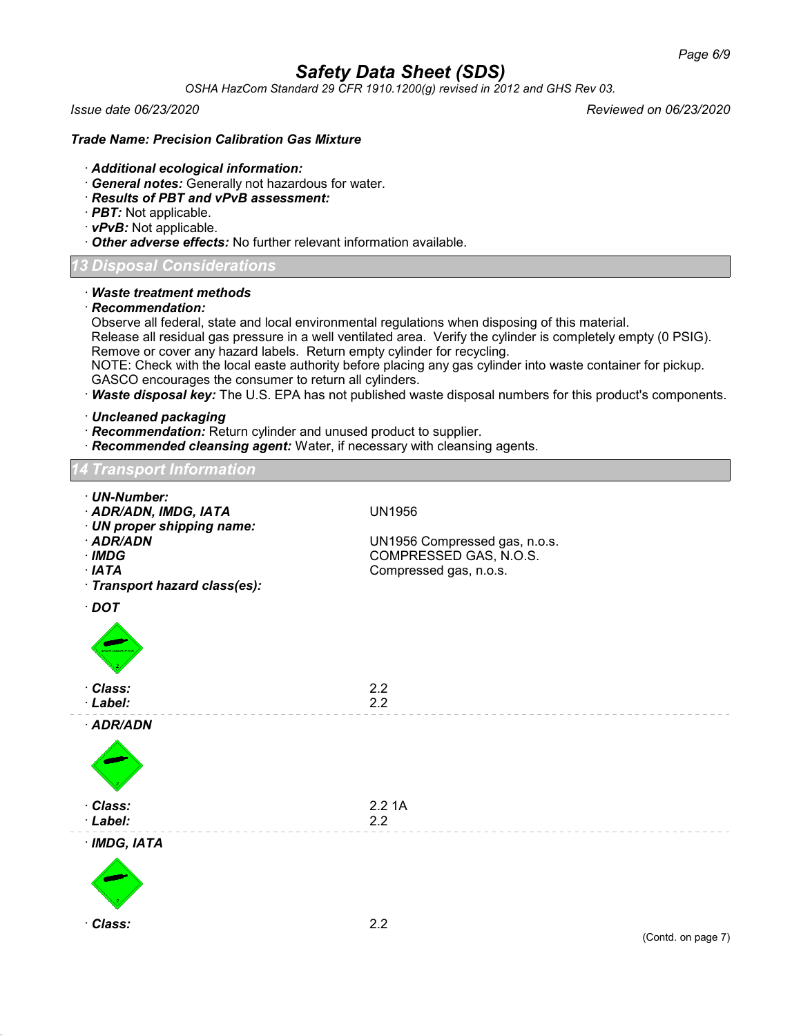**Trade Name: Precision Calibration Gas Mixture**

- **Additional ecological information:**
- **General notes:** Generally not hazardous for water.
- **Results of PBT and vPvB assessment:**
- **PBT:** Not applicable.
- **vPvB:** Not applicable.
- **Other adverse effects:** No further relevant information available.

## 13 Disposal Considerations

- **Waste treatment methods**
- **Recommendation:**
  Observe all federal, state and local environmental regulations when disposing of this material.
  Release all residual gas pressure in a well ventilated area. Verify the cylinder is completely empty (0 PSIG).
  Remove or cover any hazard labels. Return empty cylinder for recycling.
  NOTE: Check with the local easte authority before placing any gas cylinder into waste container for pickup.
  GASCO encourages the consumer to return all cylinders.
- **Waste disposal key:** The U.S. EPA has not published waste disposal numbers for this product's components.

- **Uncleaned packaging**
- **Recommendation:** Return cylinder and unused product to supplier.
- **Recommended cleansing agent:** Water, if necessary with cleansing agents.

## 14 Transport Information

| | |
|---|---|
| **UN-Number:** | |
| **ADR/ADN, IMDG, IATA** | UN1956 |
| **UN proper shipping name:** | |
| **ADR/ADN** | UN1956 Compressed gas, n.o.s. |
| **IMDG** | COMPRESSED GAS, N.O.S. |
| **IATA** | Compressed gas, n.o.s. |
| **Transport hazard class(es):** | |

**DOT**

| | |
|---|---|
| **Class:** | 2.2 |
| **Label:** | 2.2 |

**ADR/ADN**

| | |
|---|---|
| **Class:** | 2.2 1A |
| **Label:** | 2.2 |

**IMDG, IATA**

| | |
|---|---|
| **Class:** | 2.2 |

(Contd. on page 7)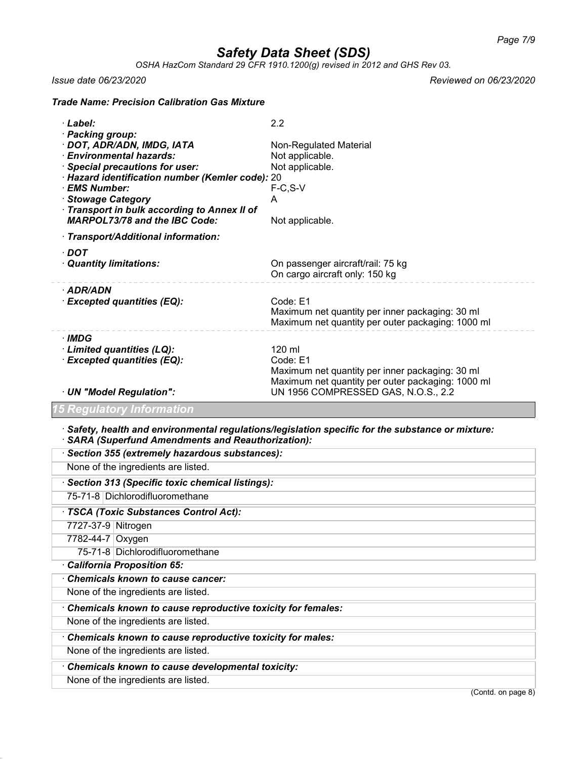# Safety Data Sheet (SDS)

*OSHA HazCom Standard 29 CFR 1910.1200(g) revised in 2012 and GHS Rev 03.*

*Issue date 06/23/2020* *Reviewed on 06/23/2020*

***Trade Name: Precision Calibration Gas Mixture***

· ***Label:*** 2.2

· ***Packing group:***

· ***DOT, ADR/ADN, IMDG, IATA*** Non-Regulated Material

· ***Environmental hazards:*** Not applicable.

· ***Special precautions for user:*** Not applicable.

· ***Hazard identification number (Kemler code):*** 20

· ***EMS Number:*** F-C,S-V

· ***Stowage Category*** A

· ***Transport in bulk according to Annex II of MARPOL73/78 and the IBC Code:*** Not applicable.

· ***Transport/Additional information:***

· ***DOT***

· ***Quantity limitations:*** On passenger aircraft/rail: 75 kg
On cargo aircraft only: 150 kg

· ***ADR/ADN***

· ***Excepted quantities (EQ):*** Code: E1
Maximum net quantity per inner packaging: 30 ml
Maximum net quantity per outer packaging: 1000 ml

· ***IMDG***

· ***Limited quantities (LQ):*** 120 ml

· ***Excepted quantities (EQ):*** Code: E1
Maximum net quantity per inner packaging: 30 ml
Maximum net quantity per outer packaging: 1000 ml

· ***UN "Model Regulation":*** UN 1956 COMPRESSED GAS, N.O.S., 2.2

## 15 Regulatory Information

· ***Safety, health and environmental regulations/legislation specific for the substance or mixture:***

· ***SARA (Superfund Amendments and Reauthorization):***

· ***Section 355 (extremely hazardous substances):***

None of the ingredients are listed.

· ***Section 313 (Specific toxic chemical listings):***

| | |
|---|---|
| 75-71-8 | Dichlorodifluoromethane |

· ***TSCA (Toxic Substances Control Act):***

| | |
|---|---|
| 7727-37-9 | Nitrogen |
| 7782-44-7 | Oxygen |
| 75-71-8 | Dichlorodifluoromethane |

· ***California Proposition 65:***

· ***Chemicals known to cause cancer:***

None of the ingredients are listed.

· ***Chemicals known to cause reproductive toxicity for females:***

None of the ingredients are listed.

· ***Chemicals known to cause reproductive toxicity for males:***

None of the ingredients are listed.

· ***Chemicals known to cause developmental toxicity:***

None of the ingredients are listed.

(Contd. on page 8)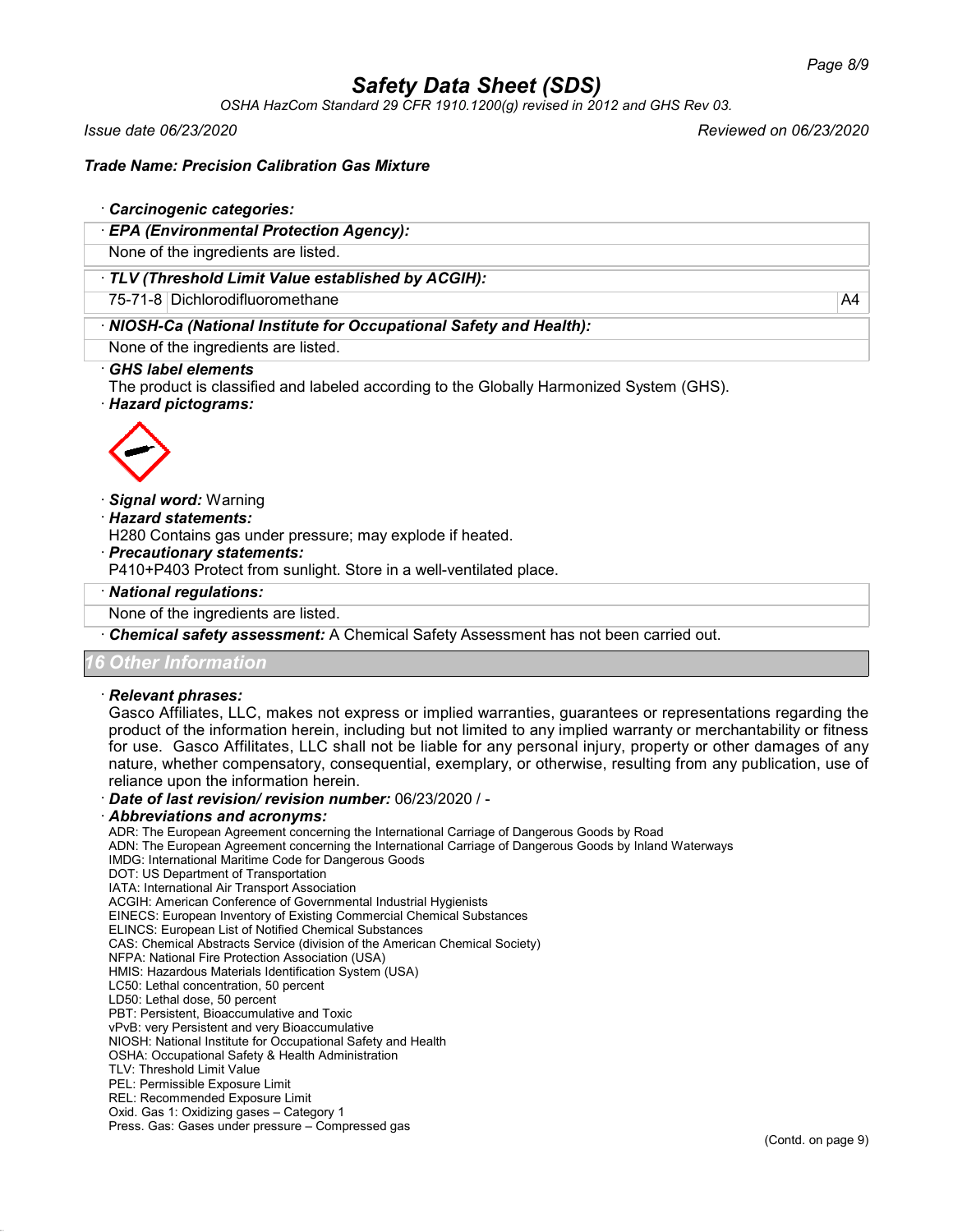# Safety Data Sheet (SDS)

*OSHA HazCom Standard 29 CFR 1910.1200(g) revised in 2012 and GHS Rev 03.*

*Issue date 06/23/2020* *Reviewed on 06/23/2020*

**Trade Name: Precision Calibration Gas Mixture**

· **Carcinogenic categories:**

· **EPA (Environmental Protection Agency):**

None of the ingredients are listed.

· **TLV (Threshold Limit Value established by ACGIH):**

| | | |
|---|---|---|
| 75-71-8 | Dichlorodifluoromethane | A4 |

· **NIOSH-Ca (National Institute for Occupational Safety and Health):**

None of the ingredients are listed.

· **GHS label elements**

The product is classified and labeled according to the Globally Harmonized System (GHS).

· **Hazard pictograms:**

· **Signal word:** Warning

· **Hazard statements:**

H280 Contains gas under pressure; may explode if heated.

· **Precautionary statements:**

P410+P403 Protect from sunlight. Store in a well-ventilated place.

· **National regulations:**

None of the ingredients are listed.

· **Chemical safety assessment:** A Chemical Safety Assessment has not been carried out.

## 16 Other Information

· **Relevant phrases:**

Gasco Affiliates, LLC, makes not express or implied warranties, guarantees or representations regarding the product of the information herein, including but not limited to any implied warranty or merchantability or fitness for use. Gasco Affilitates, LLC shall not be liable for any personal injury, property or other damages of any nature, whether compensatory, consequential, exemplary, or otherwise, resulting from any publication, use of reliance upon the information herein.

· **Date of last revision/ revision number:** 06/23/2020 / -

· **Abbreviations and acronyms:**

ADR: The European Agreement concerning the International Carriage of Dangerous Goods by Road
ADN: The European Agreement concerning the International Carriage of Dangerous Goods by Inland Waterways
IMDG: International Maritime Code for Dangerous Goods
DOT: US Department of Transportation
IATA: International Air Transport Association
ACGIH: American Conference of Governmental Industrial Hygienists
EINECS: European Inventory of Existing Commercial Chemical Substances
ELINCS: European List of Notified Chemical Substances
CAS: Chemical Abstracts Service (division of the American Chemical Society)
NFPA: National Fire Protection Association (USA)
HMIS: Hazardous Materials Identification System (USA)
LC50: Lethal concentration, 50 percent
LD50: Lethal dose, 50 percent
PBT: Persistent, Bioaccumulative and Toxic
vPvB: very Persistent and very Bioaccumulative
NIOSH: National Institute for Occupational Safety and Health
OSHA: Occupational Safety & Health Administration
TLV: Threshold Limit Value
PEL: Permissible Exposure Limit
REL: Recommended Exposure Limit
Oxid. Gas 1: Oxidizing gases – Category 1
Press. Gas: Gases under pressure – Compressed gas

(Contd. on page 9)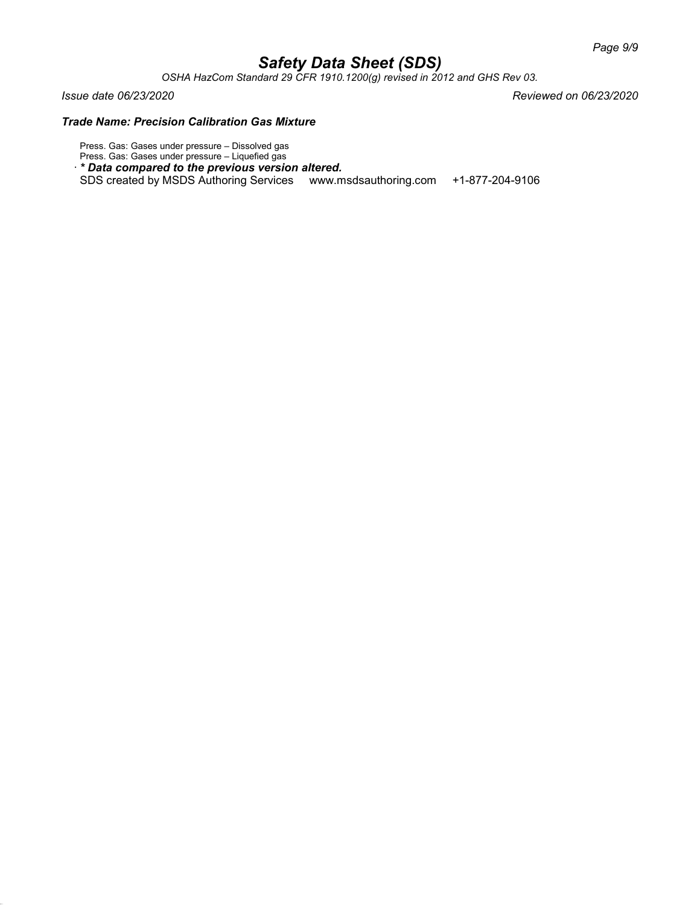Press. Gas: Gases under pressure – Dissolved gas
Press. Gas: Gases under pressure – Liquefied gas

· ***\* Data compared to the previous version altered.***

SDS created by MSDS Authoring Services www.msdsauthoring.com +1-877-204-9106